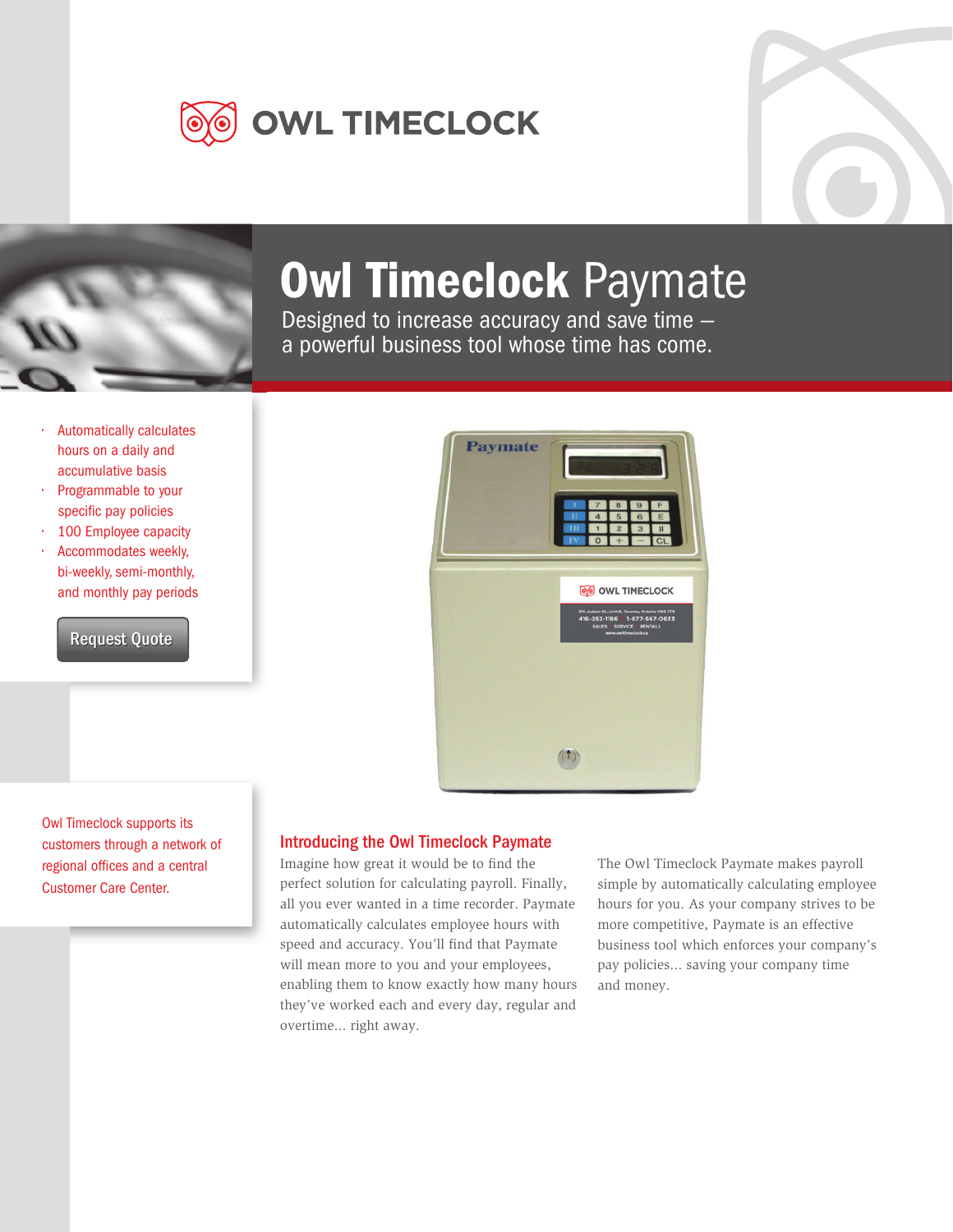# OWL TIMECLOCK

# **Owl Timeclock** Paymate

Designed to increase accuracy and save time – a powerful business tool whose time has come.

- Automatically calculates hours on a daily and accumulative basis
- Programmable to your specific pay policies
- 100 Employee capacity
- Accommodates weekly, bi-weekly, semi-monthly, and monthly pay periods

Request Quote

Owl Timeclock supports its customers through a network of regional offices and a central Customer Care Center.

## Introducing the Owl Timeclock Paymate

Imagine how great it would be to find the perfect solution for calculating payroll. Finally, all you ever wanted in a time recorder. Paymate automatically calculates employee hours with speed and accuracy. You'll find that Paymate will mean more to you and your employees, enabling them to know exactly how many hours they've worked each and every day, regular and overtime... right away.

The Owl Timeclock Paymate makes payroll simple by automatically calculating employee hours for you. As your company strives to be more competitive, Paymate is an effective business tool which enforces your company's pay policies... saving your company time and money.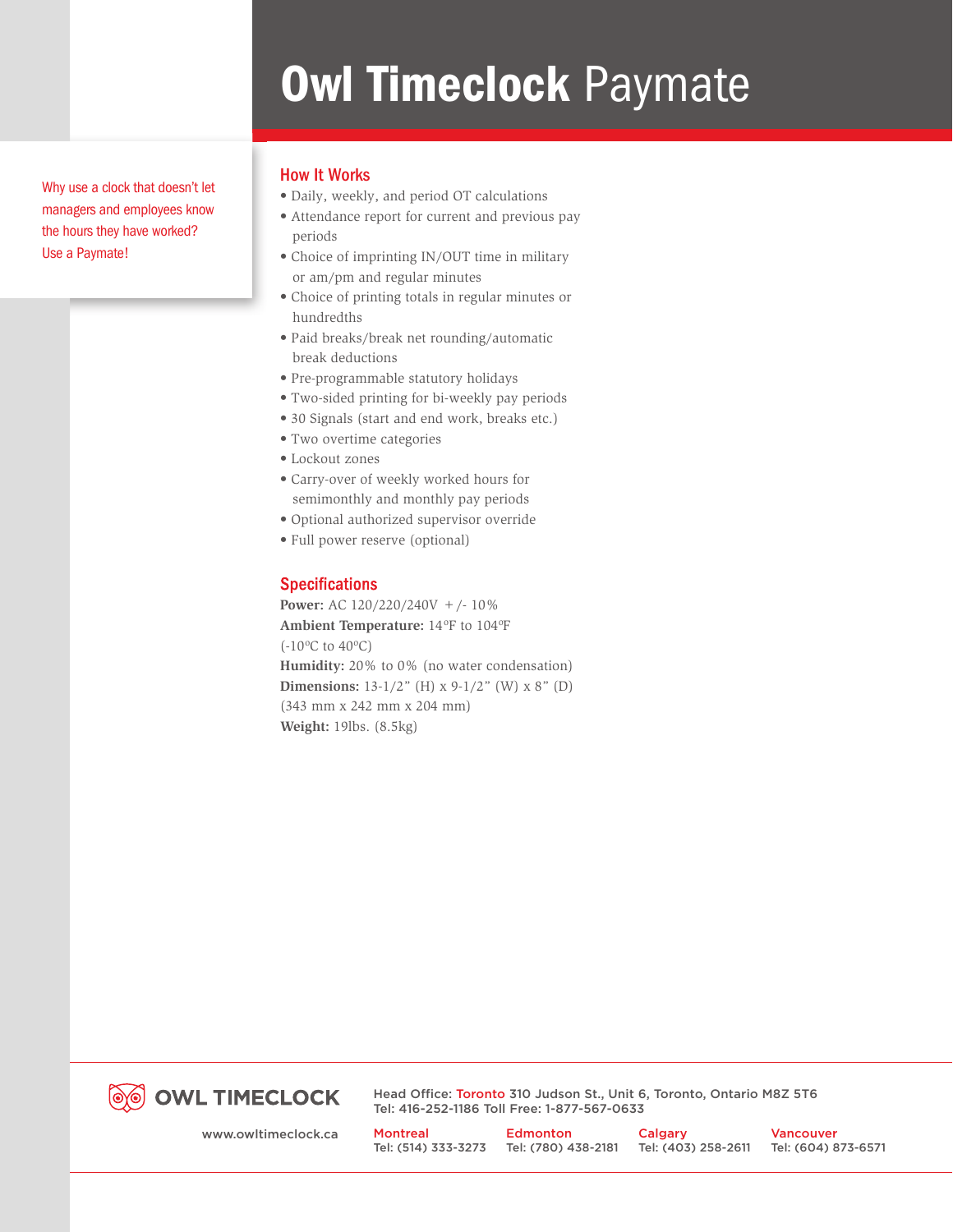# Owl Timeclock Paymate

Why use a clock that doesn't let managers and employees know the hours they have worked? Use a Paymate!

## How It Works

- Daily, weekly, and period OT calculations
- Attendance report for current and previous pay periods
- Choice of imprinting IN/OUT time in military or am/pm and regular minutes
- Choice of printing totals in regular minutes or hundredths
- Paid breaks/break net rounding/automatic break deductions
- Pre-programmable statutory holidays
- Two-sided printing for bi-weekly pay periods
- 30 Signals (start and end work, breaks etc.)
- Two overtime categories
- Lockout zones
- Carry-over of weekly worked hours for semimonthly and monthly pay periods
- Optional authorized supervisor override
- Full power reserve (optional)

## Specifications

**Power:** AC 120/220/240V +/- 10%
**Ambient Temperature:** 14ºF to 104ºF (-10ºC to 40ºC)
**Humidity:** 20% to 0% (no water condensation)
**Dimensions:** 13-1/2" (H) x 9-1/2" (W) x 8" (D) (343 mm x 242 mm x 204 mm)
**Weight:** 19lbs. (8.5kg)

OWL TIMECLOCK

www.owltimeclock.ca

Head Office: Toronto 310 Judson St., Unit 6, Toronto, Ontario M8Z 5T6
Tel: 416-252-1186 Toll Free: 1-877-567-0633

Montreal
Tel: (514) 333-3273

Edmonton
Tel: (780) 438-2181

Calgary
Tel: (403) 258-2611

Vancouver
Tel: (604) 873-6571